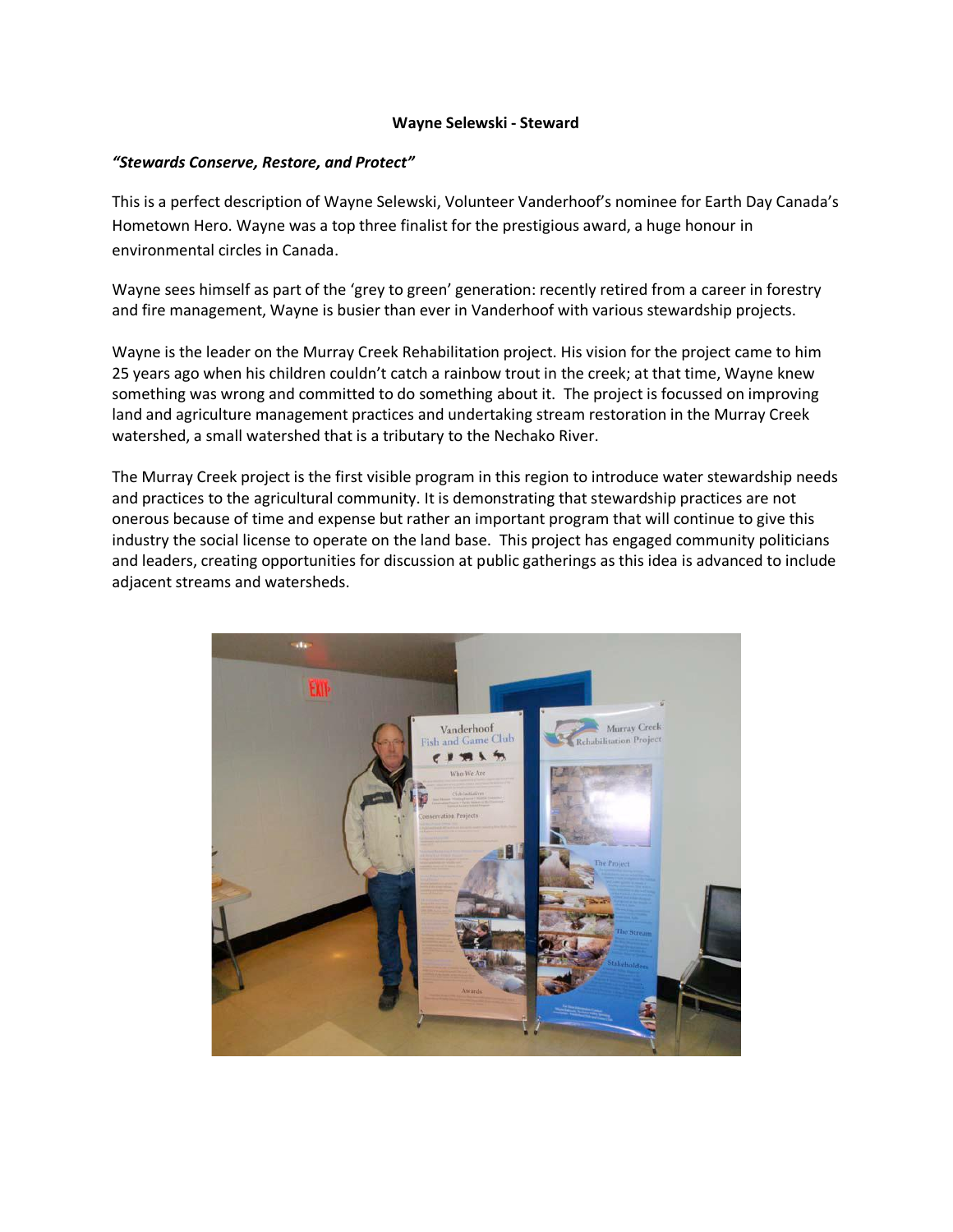**Wayne Selewski - Steward**

***"Stewards Conserve, Restore, and Protect"***

This is a perfect description of Wayne Selewski, Volunteer Vanderhoof's nominee for Earth Day Canada's Hometown Hero. Wayne was a top three finalist for the prestigious award, a huge honour in environmental circles in Canada.

Wayne sees himself as part of the 'grey to green' generation: recently retired from a career in forestry and fire management, Wayne is busier than ever in Vanderhoof with various stewardship projects.

Wayne is the leader on the Murray Creek Rehabilitation project. His vision for the project came to him 25 years ago when his children couldn't catch a rainbow trout in the creek; at that time, Wayne knew something was wrong and committed to do something about it. The project is focussed on improving land and agriculture management practices and undertaking stream restoration in the Murray Creek watershed, a small watershed that is a tributary to the Nechako River.

The Murray Creek project is the first visible program in this region to introduce water stewardship needs and practices to the agricultural community. It is demonstrating that stewardship practices are not onerous because of time and expense but rather an important program that will continue to give this industry the social license to operate on the land base. This project has engaged community politicians and leaders, creating opportunities for discussion at public gatherings as this idea is advanced to include adjacent streams and watersheds.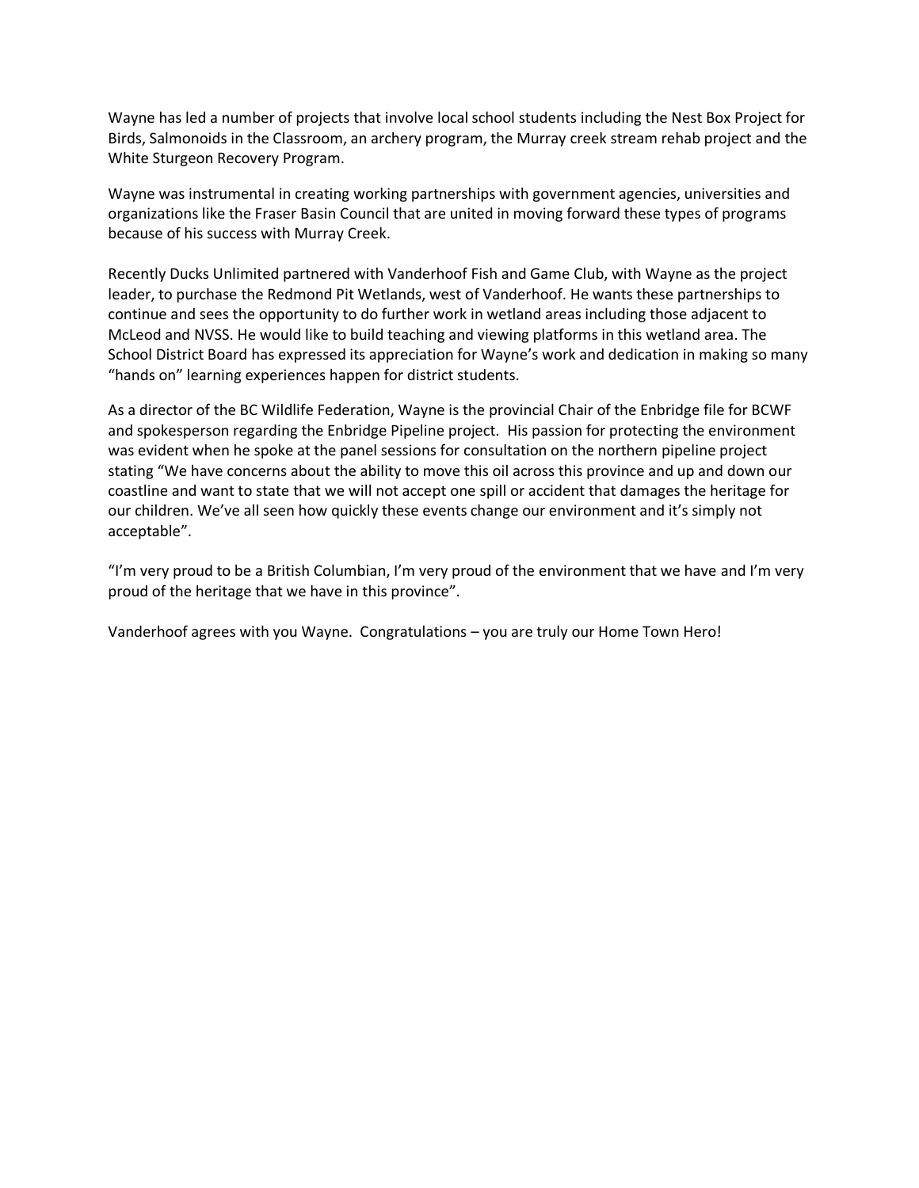Wayne has led a number of projects that involve local school students including the Nest Box Project for Birds, Salmonoids in the Classroom, an archery program, the Murray creek stream rehab project and the White Sturgeon Recovery Program.

Wayne was instrumental in creating working partnerships with government agencies, universities and organizations like the Fraser Basin Council that are united in moving forward these types of programs because of his success with Murray Creek.

Recently Ducks Unlimited partnered with Vanderhoof Fish and Game Club, with Wayne as the project leader, to purchase the Redmond Pit Wetlands, west of Vanderhoof. He wants these partnerships to continue and sees the opportunity to do further work in wetland areas including those adjacent to McLeod and NVSS. He would like to build teaching and viewing platforms in this wetland area. The School District Board has expressed its appreciation for Wayne's work and dedication in making so many "hands on" learning experiences happen for district students.

As a director of the BC Wildlife Federation, Wayne is the provincial Chair of the Enbridge file for BCWF and spokesperson regarding the Enbridge Pipeline project. His passion for protecting the environment was evident when he spoke at the panel sessions for consultation on the northern pipeline project stating "We have concerns about the ability to move this oil across this province and up and down our coastline and want to state that we will not accept one spill or accident that damages the heritage for our children. We've all seen how quickly these events change our environment and it's simply not acceptable".

"I'm very proud to be a British Columbian, I'm very proud of the environment that we have and I'm very proud of the heritage that we have in this province".

Vanderhoof agrees with you Wayne. Congratulations – you are truly our Home Town Hero!